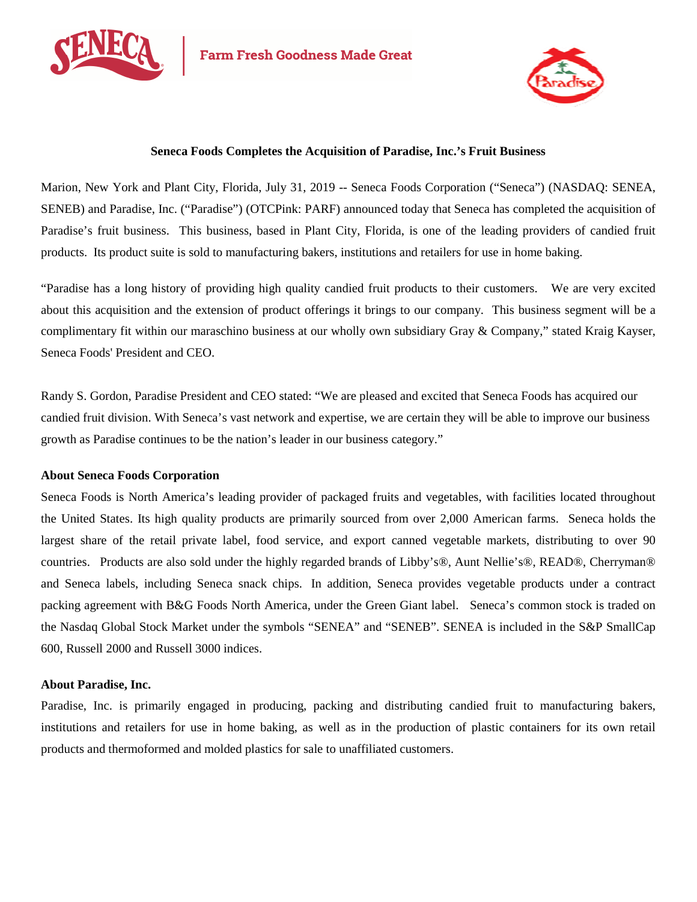Farm Fresh Goodness Made Great

# Seneca Foods Completes the Acquisition of Paradise, Inc.'s Fruit Business

Marion, New York and Plant City, Florida, July 31, 2019 -- Seneca Foods Corporation ("Seneca") (NASDAQ: SENEA, SENEB) and Paradise, Inc. ("Paradise") (OTCPink: PARF) announced today that Seneca has completed the acquisition of Paradise's fruit business. This business, based in Plant City, Florida, is one of the leading providers of candied fruit products. Its product suite is sold to manufacturing bakers, institutions and retailers for use in home baking.

"Paradise has a long history of providing high quality candied fruit products to their customers. We are very excited about this acquisition and the extension of product offerings it brings to our company. This business segment will be a complimentary fit within our maraschino business at our wholly own subsidiary Gray & Company," stated Kraig Kayser, Seneca Foods' President and CEO.

Randy S. Gordon, Paradise President and CEO stated: "We are pleased and excited that Seneca Foods has acquired our candied fruit division. With Seneca's vast network and expertise, we are certain they will be able to improve our business growth as Paradise continues to be the nation's leader in our business category."

**About Seneca Foods Corporation**

Seneca Foods is North America's leading provider of packaged fruits and vegetables, with facilities located throughout the United States. Its high quality products are primarily sourced from over 2,000 American farms. Seneca holds the largest share of the retail private label, food service, and export canned vegetable markets, distributing to over 90 countries. Products are also sold under the highly regarded brands of Libby's®, Aunt Nellie's®, READ®, Cherryman® and Seneca labels, including Seneca snack chips. In addition, Seneca provides vegetable products under a contract packing agreement with B&G Foods North America, under the Green Giant label. Seneca's common stock is traded on the Nasdaq Global Stock Market under the symbols "SENEA" and "SENEB". SENEA is included in the S&P SmallCap 600, Russell 2000 and Russell 3000 indices.

**About Paradise, Inc.**

Paradise, Inc. is primarily engaged in producing, packing and distributing candied fruit to manufacturing bakers, institutions and retailers for use in home baking, as well as in the production of plastic containers for its own retail products and thermoformed and molded plastics for sale to unaffiliated customers.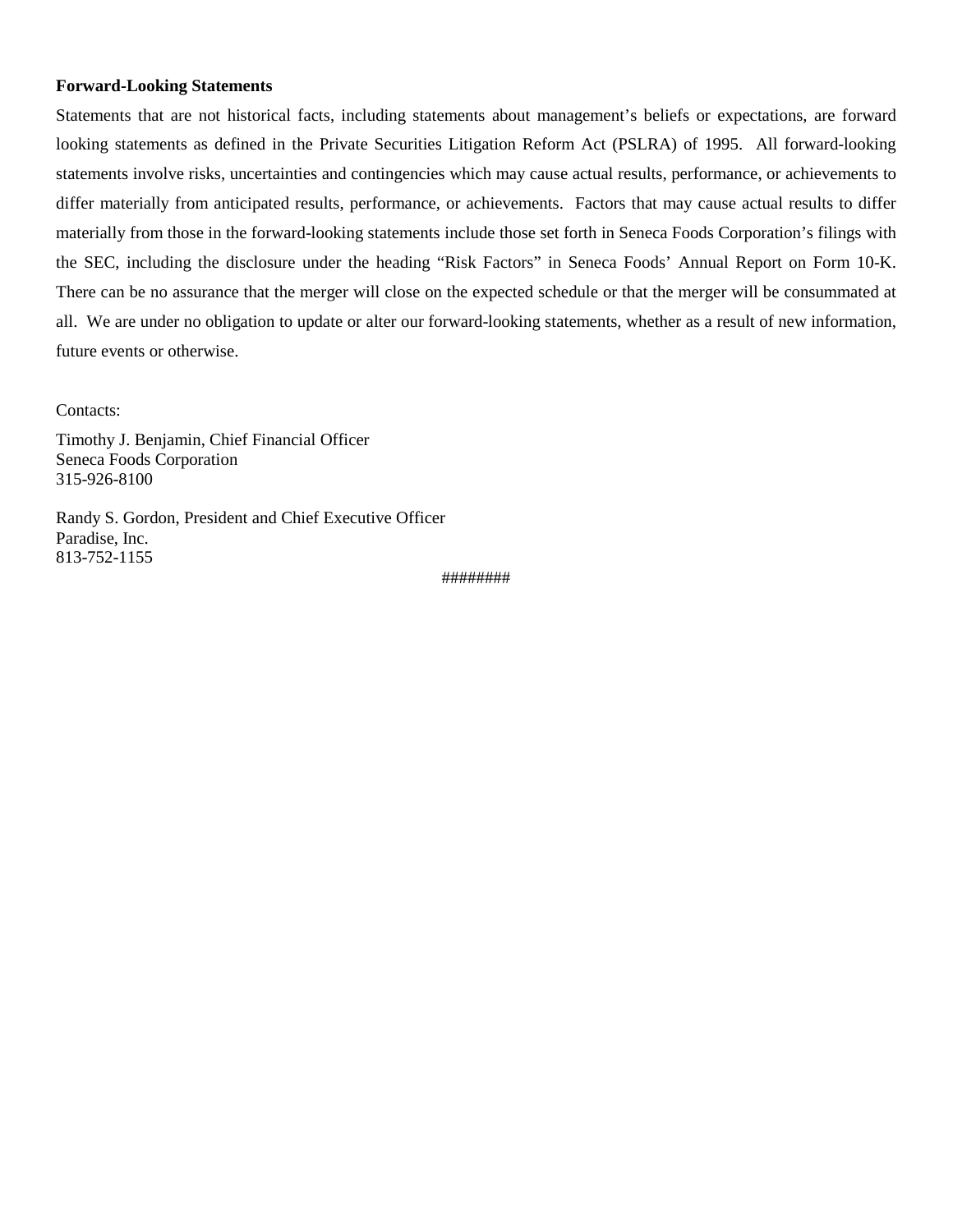**Forward-Looking Statements**

Statements that are not historical facts, including statements about management's beliefs or expectations, are forward looking statements as defined in the Private Securities Litigation Reform Act (PSLRA) of 1995. All forward-looking statements involve risks, uncertainties and contingencies which may cause actual results, performance, or achievements to differ materially from anticipated results, performance, or achievements. Factors that may cause actual results to differ materially from those in the forward-looking statements include those set forth in Seneca Foods Corporation's filings with the SEC, including the disclosure under the heading "Risk Factors" in Seneca Foods' Annual Report on Form 10-K. There can be no assurance that the merger will close on the expected schedule or that the merger will be consummated at all. We are under no obligation to update or alter our forward-looking statements, whether as a result of new information, future events or otherwise.

Contacts:

Timothy J. Benjamin, Chief Financial Officer
Seneca Foods Corporation
315-926-8100

Randy S. Gordon, President and Chief Executive Officer
Paradise, Inc.
813-752-1155

########